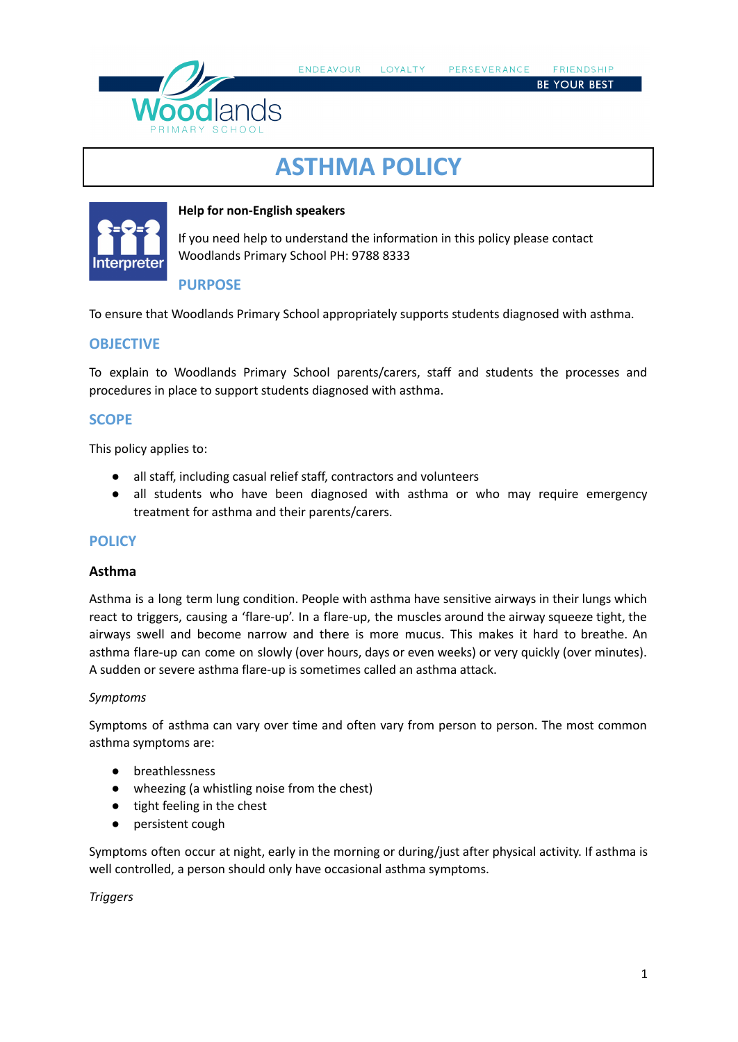ENDEAVOUR LOYALTY PERSEVERANCE FRIENDSHIP

BE YOUR BEST

Woodlands PRIMARY SCHOOL

# ASTHMA POLICY

**Help for non-English speakers**

If you need help to understand the information in this policy please contact Woodlands Primary School PH: 9788 8333

## PURPOSE

To ensure that Woodlands Primary School appropriately supports students diagnosed with asthma.

## OBJECTIVE

To explain to Woodlands Primary School parents/carers, staff and students the processes and procedures in place to support students diagnosed with asthma.

## SCOPE

This policy applies to:

- all staff, including casual relief staff, contractors and volunteers
- all students who have been diagnosed with asthma or who may require emergency treatment for asthma and their parents/carers.

## POLICY

### Asthma

Asthma is a long term lung condition. People with asthma have sensitive airways in their lungs which react to triggers, causing a 'flare-up'. In a flare-up, the muscles around the airway squeeze tight, the airways swell and become narrow and there is more mucus. This makes it hard to breathe. An asthma flare-up can come on slowly (over hours, days or even weeks) or very quickly (over minutes). A sudden or severe asthma flare-up is sometimes called an asthma attack.

*Symptoms*

Symptoms of asthma can vary over time and often vary from person to person. The most common asthma symptoms are:

- breathlessness
- wheezing (a whistling noise from the chest)
- tight feeling in the chest
- persistent cough

Symptoms often occur at night, early in the morning or during/just after physical activity. If asthma is well controlled, a person should only have occasional asthma symptoms.

*Triggers*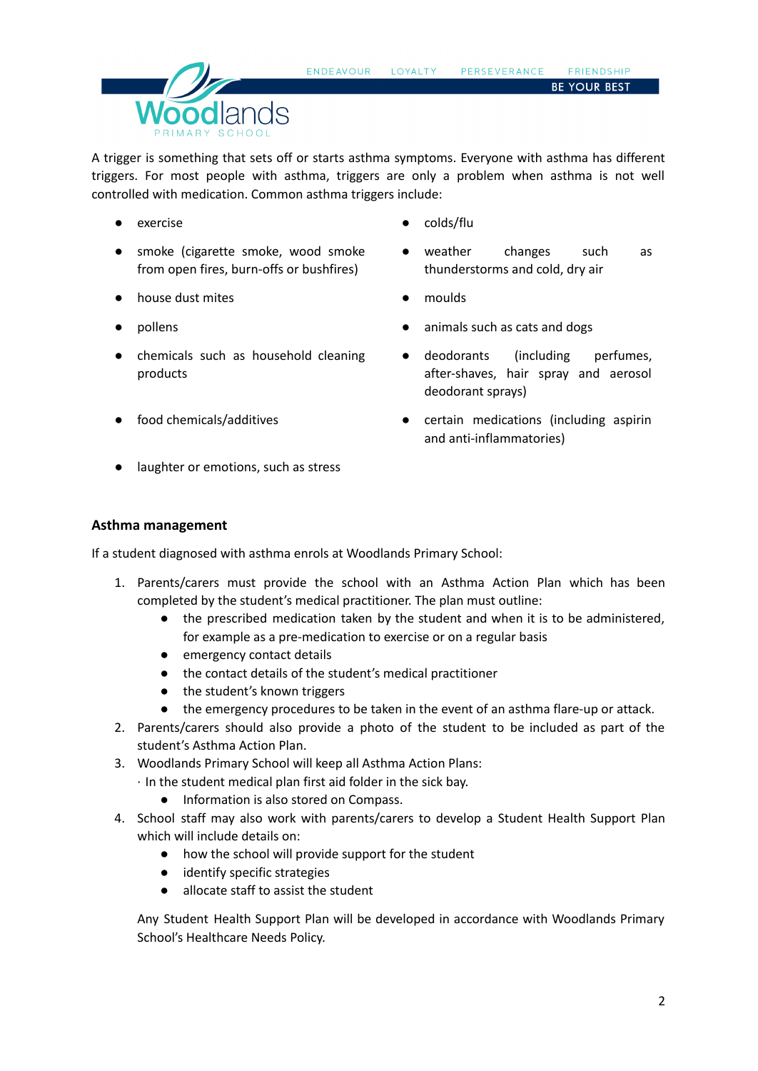A trigger is something that sets off or starts asthma symptoms. Everyone with asthma has different triggers. For most people with asthma, triggers are only a problem when asthma is not well controlled with medication. Common asthma triggers include:

- exercise
- colds/flu
- smoke (cigarette smoke, wood smoke from open fires, burn-offs or bushfires)
- weather changes such as thunderstorms and cold, dry air
- house dust mites
- moulds
- pollens
- animals such as cats and dogs
- chemicals such as household cleaning products
- deodorants (including perfumes, after-shaves, hair spray and aerosol deodorant sprays)
- food chemicals/additives
- certain medications (including aspirin and anti-inflammatories)
- laughter or emotions, such as stress

**Asthma management**

If a student diagnosed with asthma enrols at Woodlands Primary School:

1. Parents/carers must provide the school with an Asthma Action Plan which has been completed by the student's medical practitioner. The plan must outline:
   - the prescribed medication taken by the student and when it is to be administered, for example as a pre-medication to exercise or on a regular basis
   - emergency contact details
   - the contact details of the student's medical practitioner
   - the student's known triggers
   - the emergency procedures to be taken in the event of an asthma flare-up or attack.
2. Parents/carers should also provide a photo of the student to be included as part of the student's Asthma Action Plan.
3. Woodlands Primary School will keep all Asthma Action Plans:
   · In the student medical plan first aid folder in the sick bay.
   - Information is also stored on Compass.
4. School staff may also work with parents/carers to develop a Student Health Support Plan which will include details on:
   - how the school will provide support for the student
   - identify specific strategies
   - allocate staff to assist the student

   Any Student Health Support Plan will be developed in accordance with Woodlands Primary School's Healthcare Needs Policy.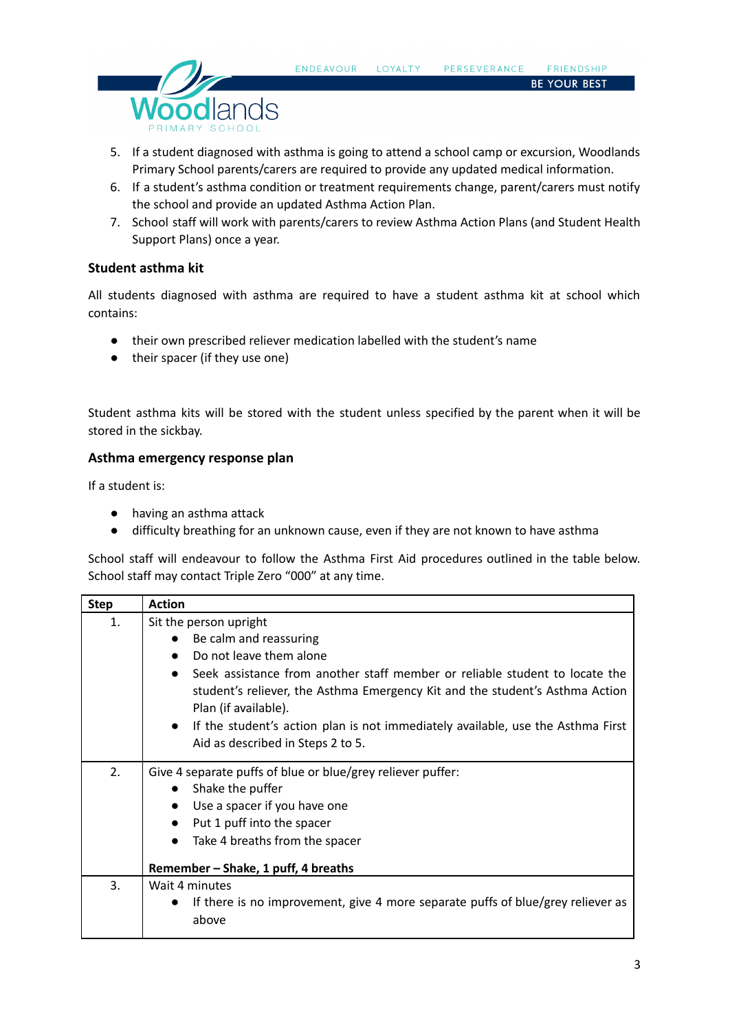5. If a student diagnosed with asthma is going to attend a school camp or excursion, Woodlands Primary School parents/carers are required to provide any updated medical information.
6. If a student's asthma condition or treatment requirements change, parent/carers must notify the school and provide an updated Asthma Action Plan.
7. School staff will work with parents/carers to review Asthma Action Plans (and Student Health Support Plans) once a year.

### Student asthma kit

All students diagnosed with asthma are required to have a student asthma kit at school which contains:

- their own prescribed reliever medication labelled with the student's name
- their spacer (if they use one)

Student asthma kits will be stored with the student unless specified by the parent when it will be stored in the sickbay.

### Asthma emergency response plan

If a student is:

- having an asthma attack
- difficulty breathing for an unknown cause, even if they are not known to have asthma

School staff will endeavour to follow the Asthma First Aid procedures outlined in the table below. School staff may contact Triple Zero "000" at any time.

| Step | Action |
|---|---|
| 1. | Sit the person upright<br>• Be calm and reassuring<br>• Do not leave them alone<br>• Seek assistance from another staff member or reliable student to locate the student's reliever, the Asthma Emergency Kit and the student's Asthma Action Plan (if available).<br>• If the student's action plan is not immediately available, use the Asthma First Aid as described in Steps 2 to 5. |
| 2. | Give 4 separate puffs of blue or blue/grey reliever puffer:<br>• Shake the puffer<br>• Use a spacer if you have one<br>• Put 1 puff into the spacer<br>• Take 4 breaths from the spacer<br><br>**Remember – Shake, 1 puff, 4 breaths** |
| 3. | Wait 4 minutes<br>• If there is no improvement, give 4 more separate puffs of blue/grey reliever as above |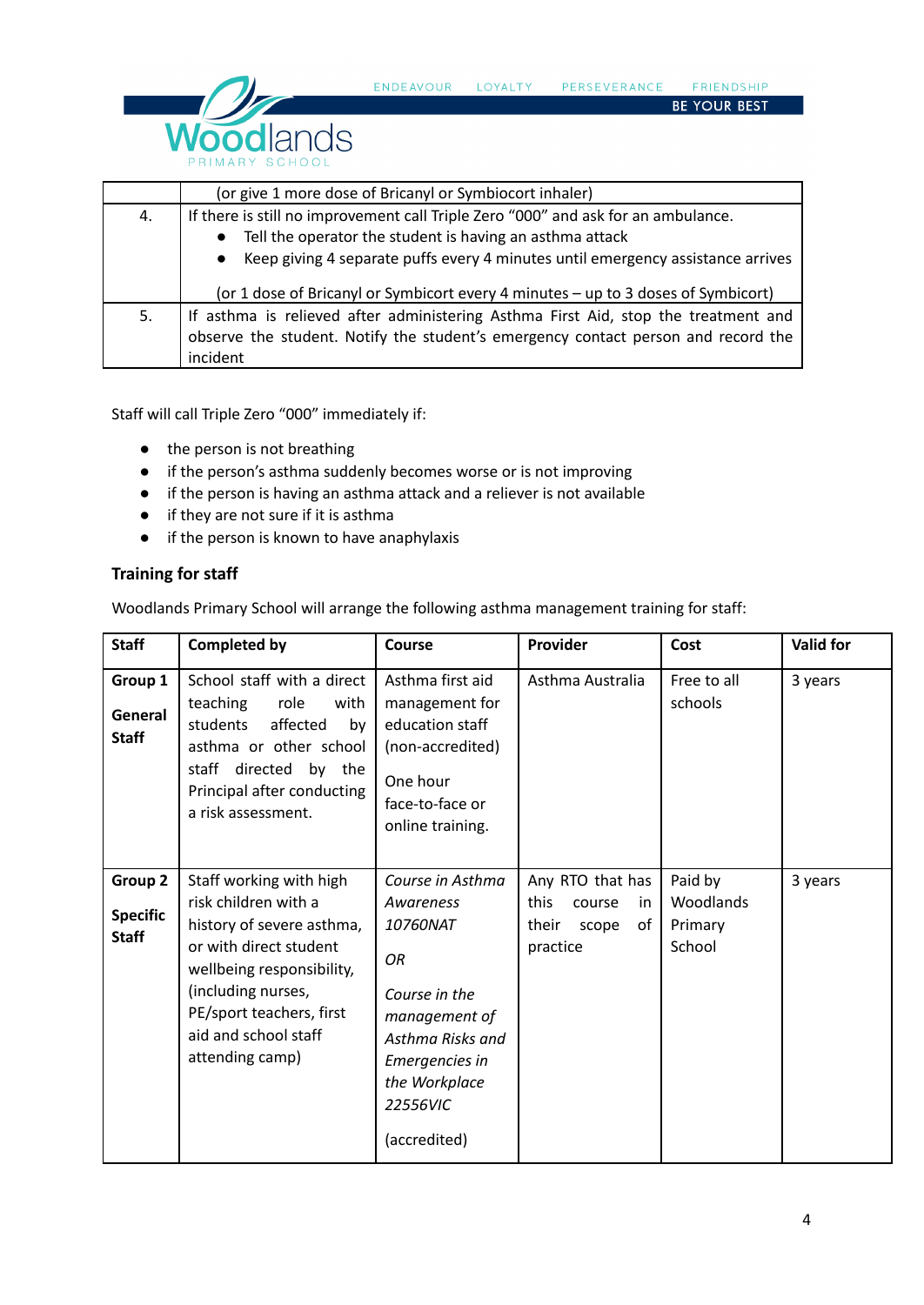| | |
|---|---|
| | (or give 1 more dose of Bricanyl or Symbiocort inhaler) |
| 4. | If there is still no improvement call Triple Zero "000" and ask for an ambulance.<br>• Tell the operator the student is having an asthma attack<br>• Keep giving 4 separate puffs every 4 minutes until emergency assistance arrives<br><br>(or 1 dose of Bricanyl or Symbicort every 4 minutes – up to 3 doses of Symbicort) |
| 5. | If asthma is relieved after administering Asthma First Aid, stop the treatment and observe the student. Notify the student's emergency contact person and record the incident |

Staff will call Triple Zero "000" immediately if:

- the person is not breathing
- if the person's asthma suddenly becomes worse or is not improving
- if the person is having an asthma attack and a reliever is not available
- if they are not sure if it is asthma
- if the person is known to have anaphylaxis

### Training for staff

Woodlands Primary School will arrange the following asthma management training for staff:

| Staff | Completed by | Course | Provider | Cost | Valid for |
|---|---|---|---|---|---|
| **Group 1**<br><br>**General Staff** | School staff with a direct teaching role with students affected by asthma or other school staff directed by the Principal after conducting a risk assessment. | Asthma first aid management for education staff (non-accredited)<br><br>One hour face-to-face or online training. | Asthma Australia | Free to all schools | 3 years |
| **Group 2**<br><br>**Specific Staff** | Staff working with high risk children with a history of severe asthma, or with direct student wellbeing responsibility, (including nurses, PE/sport teachers, first aid and school staff attending camp) | *Course in Asthma Awareness 10760NAT*<br><br>*OR*<br><br>*Course in the management of Asthma Risks and Emergencies in the Workplace 22556VIC*<br><br>(accredited) | Any RTO that has this course in their scope of practice | Paid by Woodlands Primary School | 3 years |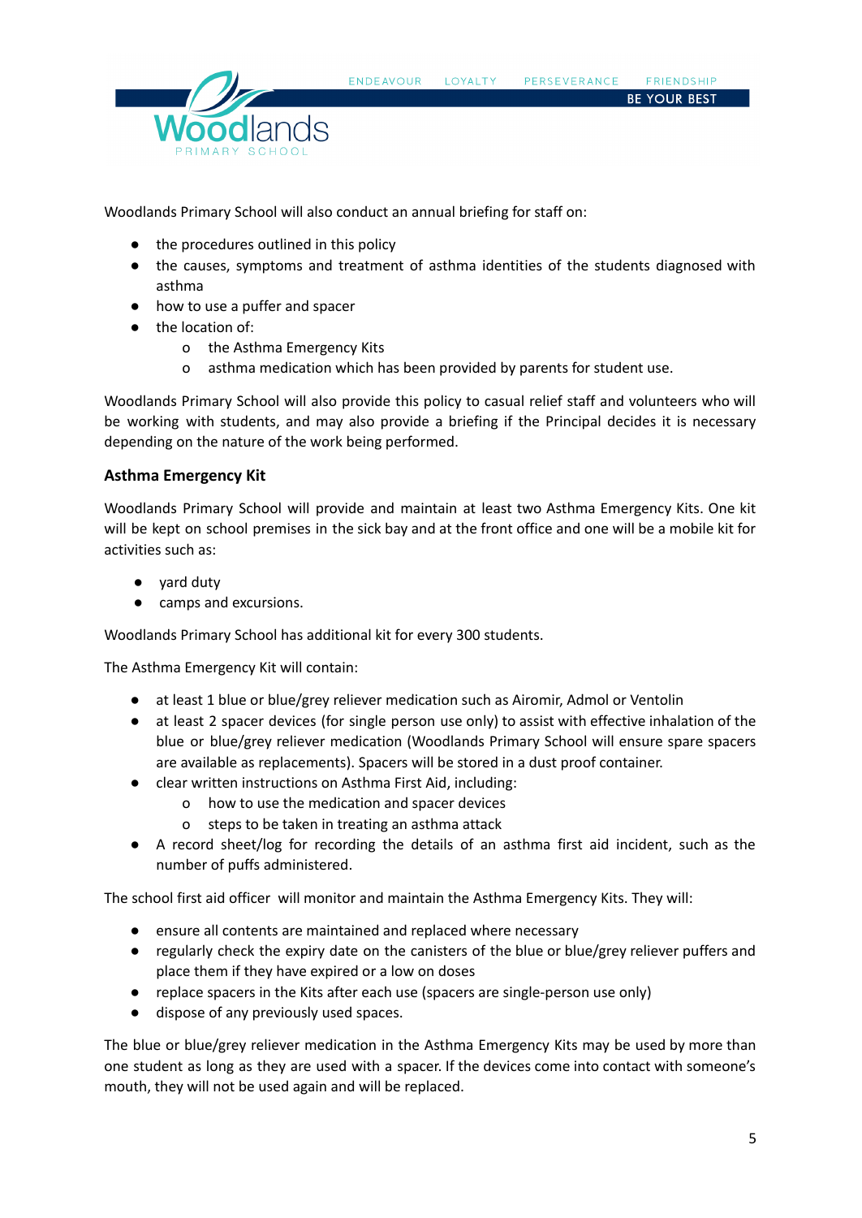Woodlands Primary School will also conduct an annual briefing for staff on:

- the procedures outlined in this policy
- the causes, symptoms and treatment of asthma identities of the students diagnosed with asthma
- how to use a puffer and spacer
- the location of:
  - the Asthma Emergency Kits
  - asthma medication which has been provided by parents for student use.

Woodlands Primary School will also provide this policy to casual relief staff and volunteers who will be working with students, and may also provide a briefing if the Principal decides it is necessary depending on the nature of the work being performed.

### Asthma Emergency Kit

Woodlands Primary School will provide and maintain at least two Asthma Emergency Kits. One kit will be kept on school premises in the sick bay and at the front office and one will be a mobile kit for activities such as:

- yard duty
- camps and excursions.

Woodlands Primary School has additional kit for every 300 students.

The Asthma Emergency Kit will contain:

- at least 1 blue or blue/grey reliever medication such as Airomir, Admol or Ventolin
- at least 2 spacer devices (for single person use only) to assist with effective inhalation of the blue or blue/grey reliever medication (Woodlands Primary School will ensure spare spacers are available as replacements). Spacers will be stored in a dust proof container.
- clear written instructions on Asthma First Aid, including:
  - how to use the medication and spacer devices
  - steps to be taken in treating an asthma attack
- A record sheet/log for recording the details of an asthma first aid incident, such as the number of puffs administered.

The school first aid officer will monitor and maintain the Asthma Emergency Kits. They will:

- ensure all contents are maintained and replaced where necessary
- regularly check the expiry date on the canisters of the blue or blue/grey reliever puffers and place them if they have expired or a low on doses
- replace spacers in the Kits after each use (spacers are single-person use only)
- dispose of any previously used spaces.

The blue or blue/grey reliever medication in the Asthma Emergency Kits may be used by more than one student as long as they are used with a spacer. If the devices come into contact with someone's mouth, they will not be used again and will be replaced.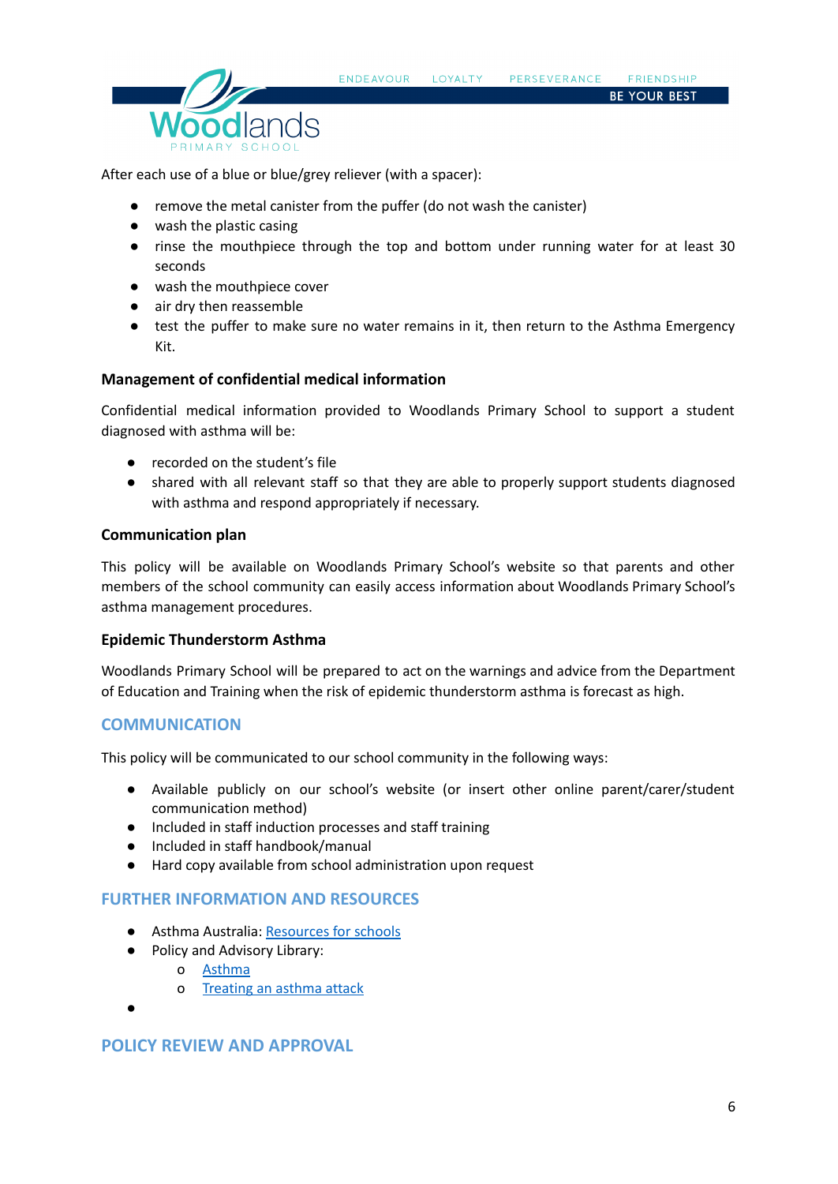After each use of a blue or blue/grey reliever (with a spacer):

- remove the metal canister from the puffer (do not wash the canister)
- wash the plastic casing
- rinse the mouthpiece through the top and bottom under running water for at least 30 seconds
- wash the mouthpiece cover
- air dry then reassemble
- test the puffer to make sure no water remains in it, then return to the Asthma Emergency Kit.

### Management of confidential medical information

Confidential medical information provided to Woodlands Primary School to support a student diagnosed with asthma will be:

- recorded on the student's file
- shared with all relevant staff so that they are able to properly support students diagnosed with asthma and respond appropriately if necessary.

### Communication plan

This policy will be available on Woodlands Primary School's website so that parents and other members of the school community can easily access information about Woodlands Primary School's asthma management procedures.

### Epidemic Thunderstorm Asthma

Woodlands Primary School will be prepared to act on the warnings and advice from the Department of Education and Training when the risk of epidemic thunderstorm asthma is forecast as high.

## COMMUNICATION

This policy will be communicated to our school community in the following ways:

- Available publicly on our school's website (or insert other online parent/carer/student communication method)
- Included in staff induction processes and staff training
- Included in staff handbook/manual
- Hard copy available from school administration upon request

## FURTHER INFORMATION AND RESOURCES

- Asthma Australia: Resources for schools
- Policy and Advisory Library:
  - Asthma
  - Treating an asthma attack
- 

## POLICY REVIEW AND APPROVAL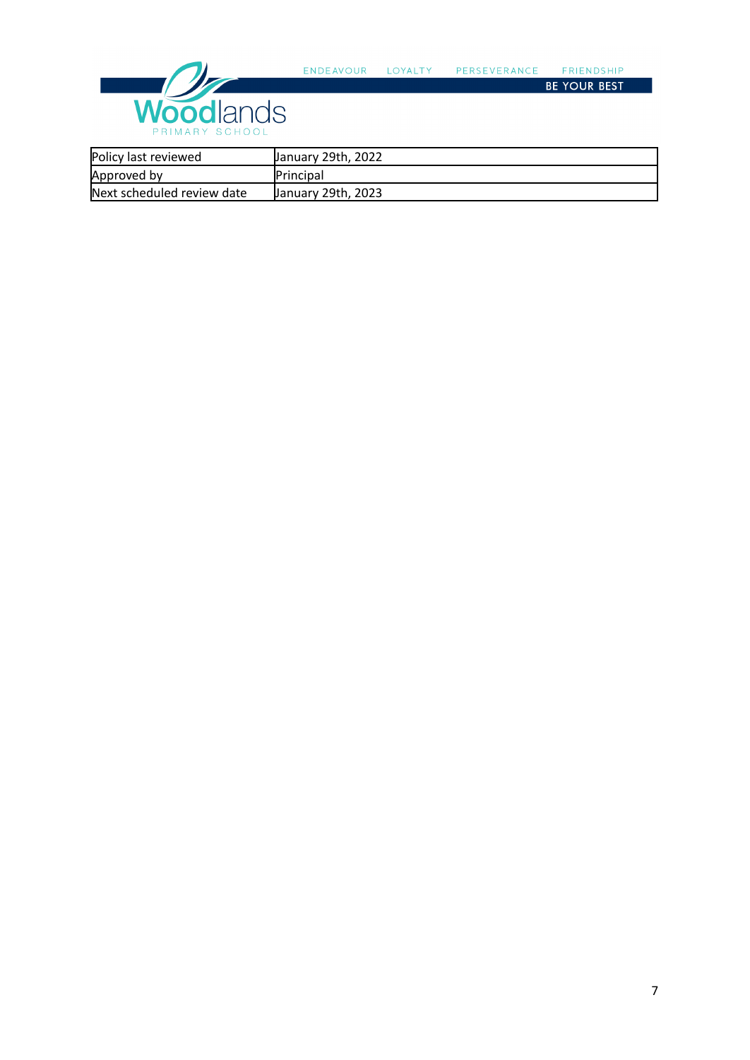| | |
|---|---|
| Policy last reviewed | January 29th, 2022 |
| Approved by | Principal |
| Next scheduled review date | January 29th, 2023 |